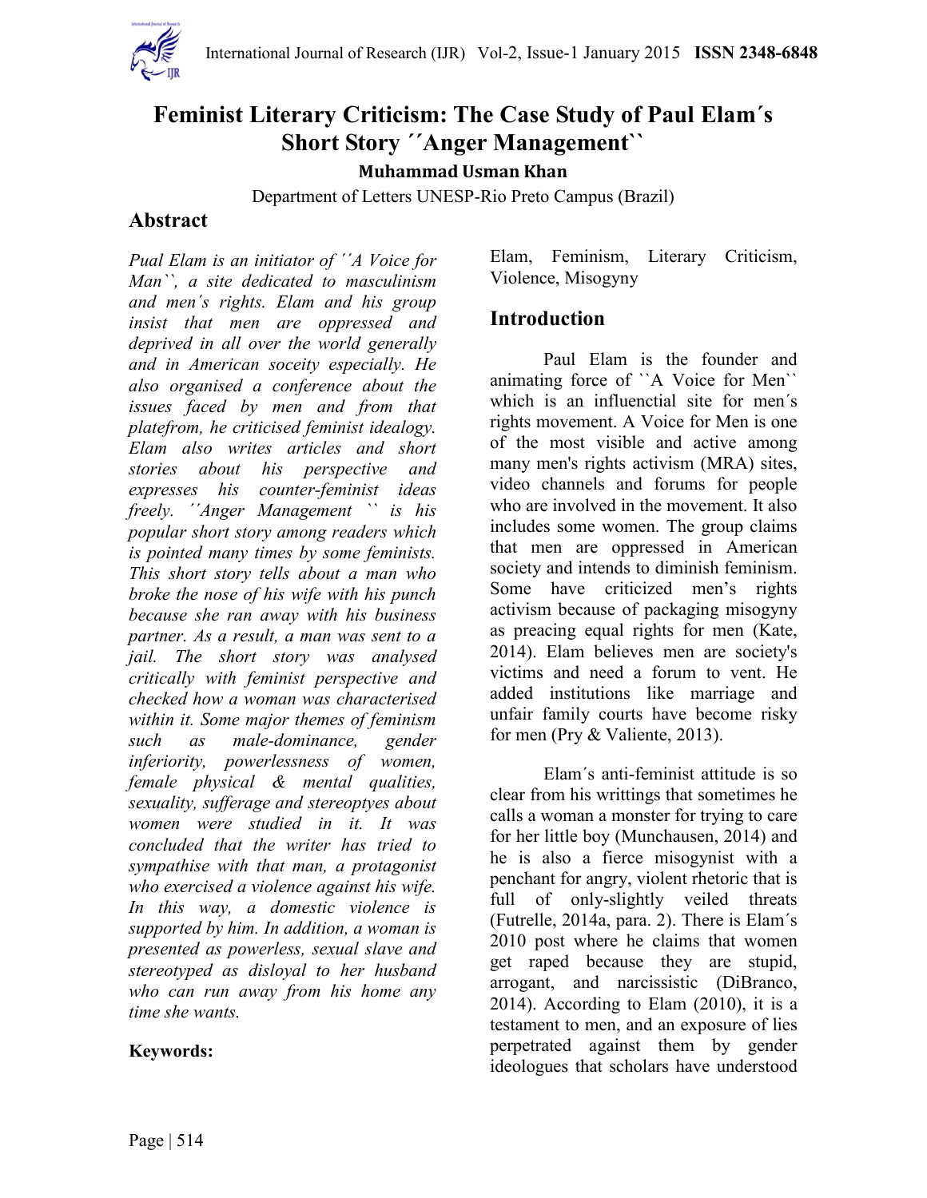# Feminist Literary Criticism: The Case Study of Paul Elam´s Short Story ´´Anger Management``

**Muhammad Usman Khan**

Department of Letters UNESP-Rio Preto Campus (Brazil)

## Abstract

*Pual Elam is an initiator of ´´A Voice for Man``, a site dedicated to masculinism and men´s rights. Elam and his group insist that men are oppressed and deprived in all over the world generally and in American soceity especially. He also organised a conference about the issues faced by men and from that platefrom, he criticised feminist idealogy. Elam also writes articles and short stories about his perspective and expresses his counter-feminist ideas freely. ´´Anger Management `` is his popular short story among readers which is pointed many times by some feminists. This short story tells about a man who broke the nose of his wife with his punch because she ran away with his business partner. As a result, a man was sent to a jail. The short story was analysed critically with feminist perspective and checked how a woman was characterised within it. Some major themes of feminism such as male-dominance, gender inferiority, powerlessness of women, female physical & mental qualities, sexuality, sufferage and stereoptyes about women were studied in it. It was concluded that the writer has tried to sympathise with that man, a protagonist who exercised a violence against his wife. In this way, a domestic violence is supported by him. In addition, a woman is presented as powerless, sexual slave and stereotyped as disloyal to her husband who can run away from his home any time she wants.*

**Keywords:**

Elam, Feminism, Literary Criticism, Violence, Misogyny

## Introduction

Paul Elam is the founder and animating force of ``A Voice for Men`` which is an influenctial site for men´s rights movement. A Voice for Men is one of the most visible and active among many men's rights activism (MRA) sites, video channels and forums for people who are involved in the movement. It also includes some women. The group claims that men are oppressed in American society and intends to diminish feminism. Some have criticized men’s rights activism because of packaging misogyny as preacing equal rights for men (Kate, 2014). Elam believes men are society's victims and need a forum to vent. He added institutions like marriage and unfair family courts have become risky for men (Pry & Valiente, 2013).

Elam´s anti-feminist attitude is so clear from his writtings that sometimes he calls a woman a monster for trying to care for her little boy (Munchausen, 2014) and he is also a fierce misogynist with a penchant for angry, violent rhetoric that is full of only-slightly veiled threats (Futrelle, 2014a, para. 2). There is Elam´s 2010 post where he claims that women get raped because they are stupid, arrogant, and narcissistic (DiBranco, 2014). According to Elam (2010), it is a testament to men, and an exposure of lies perpetrated against them by gender ideologues that scholars have understood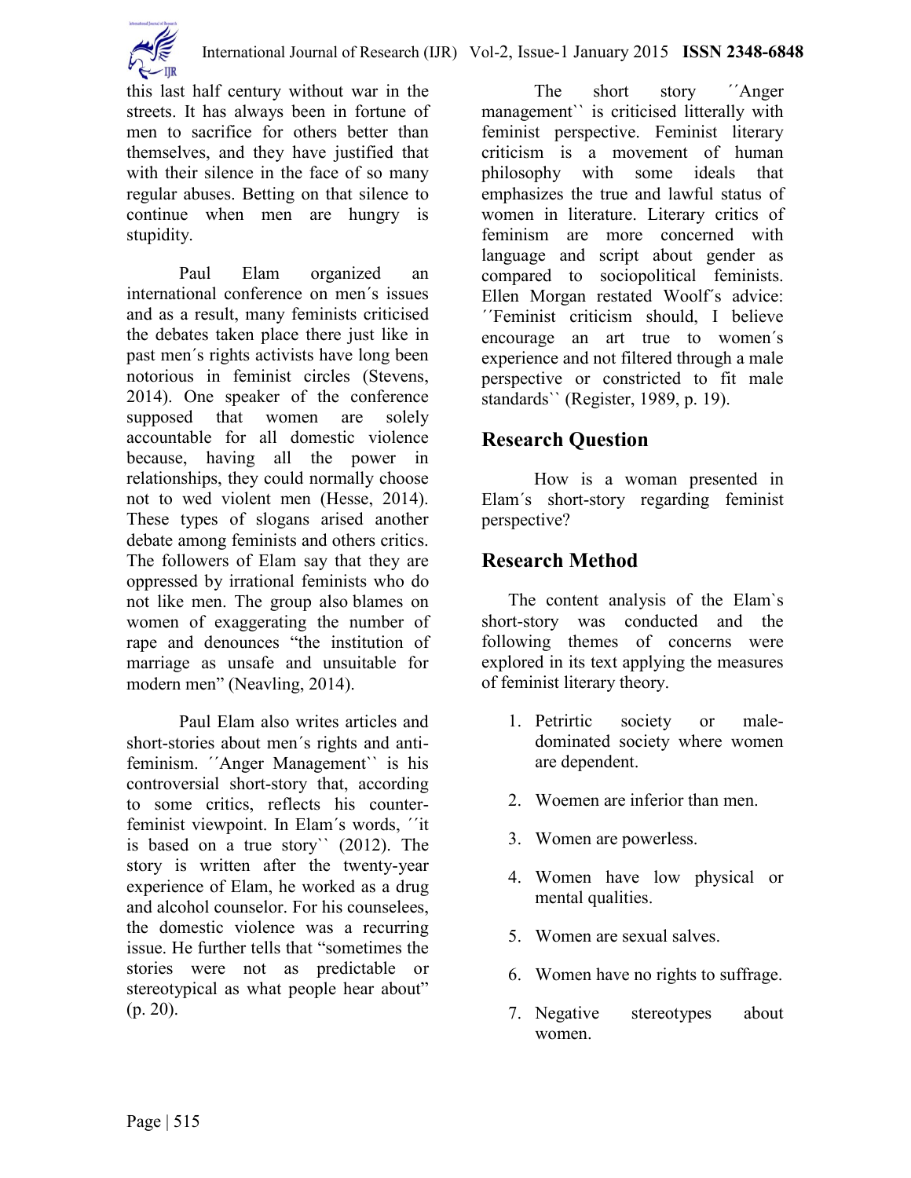this last half century without war in the streets. It has always been in fortune of men to sacrifice for others better than themselves, and they have justified that with their silence in the face of so many regular abuses. Betting on that silence to continue when men are hungry is stupidity.

Paul Elam organized an international conference on men´s issues and as a result, many feminists criticised the debates taken place there just like in past men´s rights activists have long been notorious in feminist circles (Stevens, 2014). One speaker of the conference supposed that women are solely accountable for all domestic violence because, having all the power in relationships, they could normally choose not to wed violent men (Hesse, 2014). These types of slogans arised another debate among feminists and others critics. The followers of Elam say that they are oppressed by irrational feminists who do not like men. The group also blames on women of exaggerating the number of rape and denounces "the institution of marriage as unsafe and unsuitable for modern men" (Neavling, 2014).

Paul Elam also writes articles and short-stories about men´s rights and anti-feminism. ´´Anger Management`` is his controversial short-story that, according to some critics, reflects his counter-feminist viewpoint. In Elam´s words, ´´it is based on a true story`` (2012). The story is written after the twenty-year experience of Elam, he worked as a drug and alcohol counselor. For his counselees, the domestic violence was a recurring issue. He further tells that "sometimes the stories were not as predictable or stereotypical as what people hear about" (p. 20).

The short story ´´Anger management`` is criticised litterally with feminist perspective. Feminist literary criticism is a movement of human philosophy with some ideals that emphasizes the true and lawful status of women in literature. Literary critics of feminism are more concerned with language and script about gender as compared to sociopolitical feminists. Ellen Morgan restated Woolf´s advice: ´´Feminist criticism should, I believe encourage an art true to women´s experience and not filtered through a male perspective or constricted to fit male standards`` (Register, 1989, p. 19).

## Research Question

How is a woman presented in Elam´s short-story regarding feminist perspective?

## Research Method

The content analysis of the Elam`s short-story was conducted and the following themes of concerns were explored in its text applying the measures of feminist literary theory.

1. Petrirtic society or male-dominated society where women are dependent.
2. Woemen are inferior than men.
3. Women are powerless.
4. Women have low physical or mental qualities.
5. Women are sexual salves.
6. Women have no rights to suffrage.
7. Negative stereotypes about women.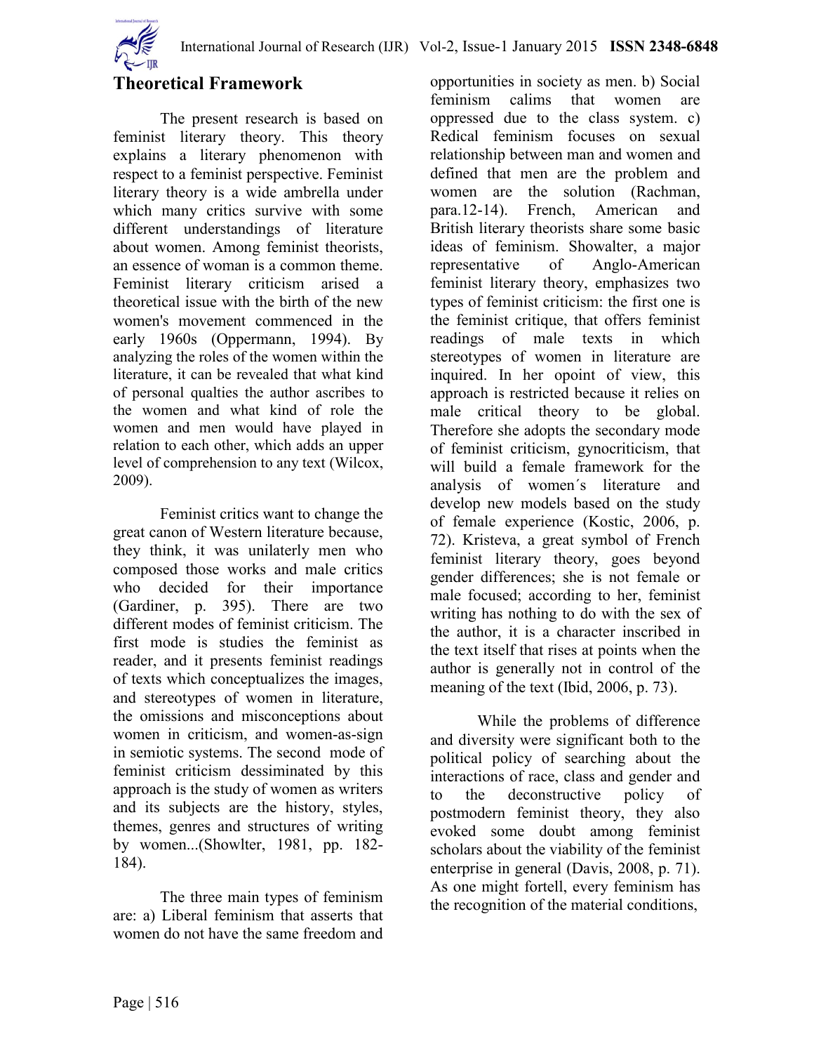## Theoretical Framework

The present research is based on feminist literary theory. This theory explains a literary phenomenon with respect to a feminist perspective. Feminist literary theory is a wide ambrella under which many critics survive with some different understandings of literature about women. Among feminist theorists, an essence of woman is a common theme. Feminist literary criticism arised a theoretical issue with the birth of the new women's movement commenced in the early 1960s (Oppermann, 1994). By analyzing the roles of the women within the literature, it can be revealed that what kind of personal qualties the author ascribes to the women and what kind of role the women and men would have played in relation to each other, which adds an upper level of comprehension to any text (Wilcox, 2009).

Feminist critics want to change the great canon of Western literature because, they think, it was unilaterly men who composed those works and male critics who decided for their importance (Gardiner, p. 395). There are two different modes of feminist criticism. The first mode is studies the feminist as reader, and it presents feminist readings of texts which conceptualizes the images, and stereotypes of women in literature, the omissions and misconceptions about women in criticism, and women-as-sign in semiotic systems. The second mode of feminist criticism dessiminated by this approach is the study of women as writers and its subjects are the history, styles, themes, genres and structures of writing by women...(Showlter, 1981, pp. 182-184).

The three main types of feminism are: a) Liberal feminism that asserts that women do not have the same freedom and opportunities in society as men. b) Social feminism calims that women are oppressed due to the class system. c) Redical feminism focuses on sexual relationship between man and women and defined that men are the problem and women are the solution (Rachman, para.12-14). French, American and British literary theorists share some basic ideas of feminism. Showalter, a major representative of Anglo-American feminist literary theory, emphasizes two types of feminist criticism: the first one is the feminist critique, that offers feminist readings of male texts in which stereotypes of women in literature are inquired. In her opoint of view, this approach is restricted because it relies on male critical theory to be global. Therefore she adopts the secondary mode of feminist criticism, gynocriticism, that will build a female framework for the analysis of women´s literature and develop new models based on the study of female experience (Kostic, 2006, p. 72). Kristeva, a great symbol of French feminist literary theory, goes beyond gender differences; she is not female or male focused; according to her, feminist writing has nothing to do with the sex of the author, it is a character inscribed in the text itself that rises at points when the author is generally not in control of the meaning of the text (Ibid, 2006, p. 73).

While the problems of difference and diversity were significant both to the political policy of searching about the interactions of race, class and gender and to the deconstructive policy of postmodern feminist theory, they also evoked some doubt among feminist scholars about the viability of the feminist enterprise in general (Davis, 2008, p. 71). As one might fortell, every feminism has the recognition of the material conditions,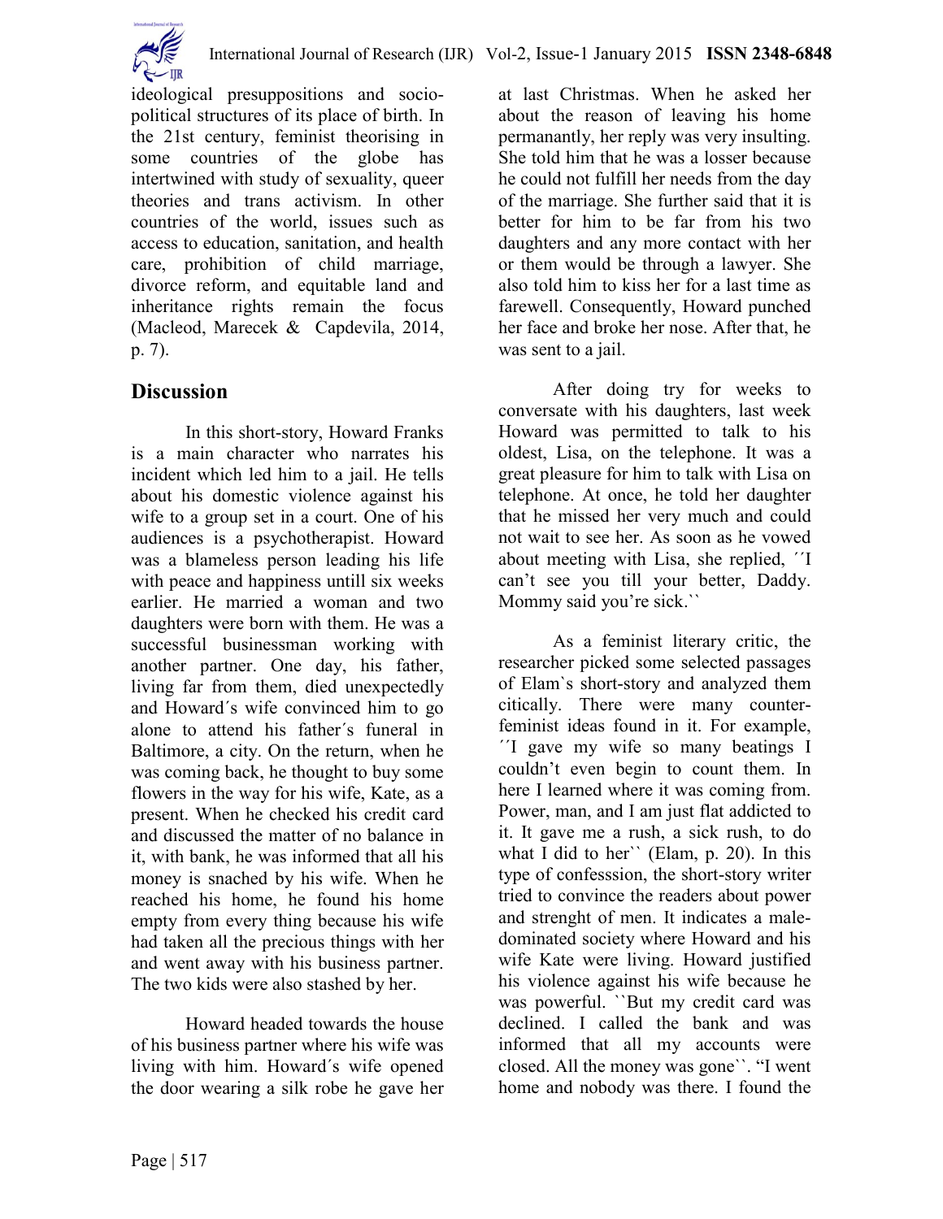ideological presuppositions and socio-political structures of its place of birth. In the 21st century, feminist theorising in some countries of the globe has intertwined with study of sexuality, queer theories and trans activism. In other countries of the world, issues such as access to education, sanitation, and health care, prohibition of child marriage, divorce reform, and equitable land and inheritance rights remain the focus (Macleod, Marecek & Capdevila, 2014, p. 7).

## Discussion

In this short-story, Howard Franks is a main character who narrates his incident which led him to a jail. He tells about his domestic violence against his wife to a group set in a court. One of his audiences is a psychotherapist. Howard was a blameless person leading his life with peace and happiness untill six weeks earlier. He married a woman and two daughters were born with them. He was a successful businessman working with another partner. One day, his father, living far from them, died unexpectedly and Howard´s wife convinced him to go alone to attend his father´s funeral in Baltimore, a city. On the return, when he was coming back, he thought to buy some flowers in the way for his wife, Kate, as a present. When he checked his credit card and discussed the matter of no balance in it, with bank, he was informed that all his money is snached by his wife. When he reached his home, he found his home empty from every thing because his wife had taken all the precious things with her and went away with his business partner. The two kids were also stashed by her.

Howard headed towards the house of his business partner where his wife was living with him. Howard´s wife opened the door wearing a silk robe he gave her at last Christmas. When he asked her about the reason of leaving his home permanantly, her reply was very insulting. She told him that he was a losser because he could not fulfill her needs from the day of the marriage. She further said that it is better for him to be far from his two daughters and any more contact with her or them would be through a lawyer. She also told him to kiss her for a last time as farewell. Consequently, Howard punched her face and broke her nose. After that, he was sent to a jail.

After doing try for weeks to conversate with his daughters, last week Howard was permitted to talk to his oldest, Lisa, on the telephone. It was a great pleasure for him to talk with Lisa on telephone. At once, he told her daughter that he missed her very much and could not wait to see her. As soon as he vowed about meeting with Lisa, she replied, ´´I can't see you till your better, Daddy. Mommy said you're sick.``

As a feminist literary critic, the researcher picked some selected passages of Elam`s short-story and analyzed them citically. There were many counter-feminist ideas found in it. For example, ´´I gave my wife so many beatings I couldn't even begin to count them. In here I learned where it was coming from. Power, man, and I am just flat addicted to it. It gave me a rush, a sick rush, to do what I did to her`` (Elam, p. 20). In this type of confesssion, the short-story writer tried to convince the readers about power and strenght of men. It indicates a male-dominated society where Howard and his wife Kate were living. Howard justified his violence against his wife because he was powerful. ``But my credit card was declined. I called the bank and was informed that all my accounts were closed. All the money was gone``. "I went home and nobody was there. I found the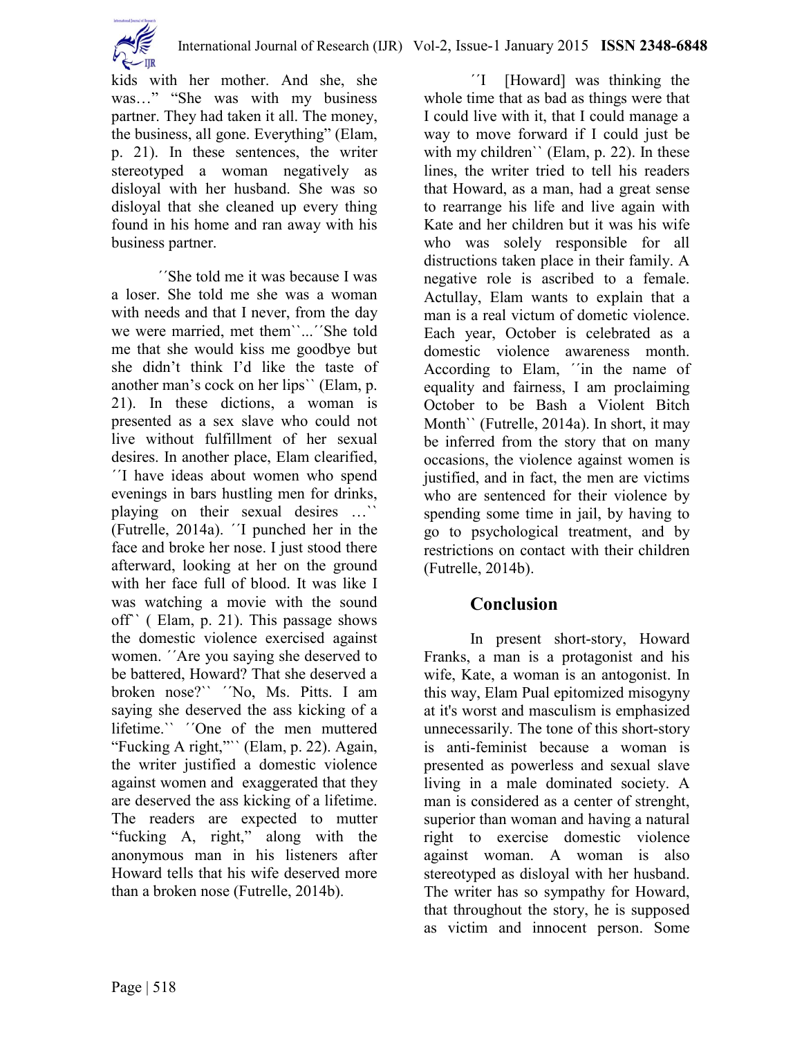kids with her mother. And she, she was…" "She was with my business partner. They had taken it all. The money, the business, all gone. Everything" (Elam, p. 21). In these sentences, the writer stereotyped a woman negatively as disloyal with her husband. She was so disloyal that she cleaned up every thing found in his home and ran away with his business partner.

´´She told me it was because I was a loser. She told me she was a woman with needs and that I never, from the day we were married, met them``...´´She told me that she would kiss me goodbye but she didn't think I'd like the taste of another man's cock on her lips`` (Elam, p. 21). In these dictions, a woman is presented as a sex slave who could not live without fulfillment of her sexual desires. In another place, Elam clearified, ´´I have ideas about women who spend evenings in bars hustling men for drinks, playing on their sexual desires …`` (Futrelle, 2014a). ´´I punched her in the face and broke her nose. I just stood there afterward, looking at her on the ground with her face full of blood. It was like I was watching a movie with the sound off`` ( Elam, p. 21). This passage shows the domestic violence exercised against women. ´´Are you saying she deserved to be battered, Howard? That she deserved a broken nose?`` ´´No, Ms. Pitts. I am saying she deserved the ass kicking of a lifetime.`` ´´One of the men muttered "Fucking A right,"`` (Elam, p. 22). Again, the writer justified a domestic violence against women and exaggerated that they are deserved the ass kicking of a lifetime. The readers are expected to mutter "fucking A, right," along with the anonymous man in his listeners after Howard tells that his wife deserved more than a broken nose (Futrelle, 2014b).

´´I [Howard] was thinking the whole time that as bad as things were that I could live with it, that I could manage a way to move forward if I could just be with my children`` (Elam, p. 22). In these lines, the writer tried to tell his readers that Howard, as a man, had a great sense to rearrange his life and live again with Kate and her children but it was his wife who was solely responsible for all distructions taken place in their family. A negative role is ascribed to a female. Actullay, Elam wants to explain that a man is a real victum of dometic violence. Each year, October is celebrated as a domestic violence awareness month. According to Elam, ´´in the name of equality and fairness, I am proclaiming October to be Bash a Violent Bitch Month`` (Futrelle, 2014a). In short, it may be inferred from the story that on many occasions, the violence against women is justified, and in fact, the men are victims who are sentenced for their violence by spending some time in jail, by having to go to psychological treatment, and by restrictions on contact with their children (Futrelle, 2014b).

## Conclusion

In present short-story, Howard Franks, a man is a protagonist and his wife, Kate, a woman is an antogonist. In this way, Elam Pual epitomized misogyny at it's worst and masculism is emphasized unnecessarily. The tone of this short-story is anti-feminist because a woman is presented as powerless and sexual slave living in a male dominated society. A man is considered as a center of strenght, superior than woman and having a natural right to exercise domestic violence against woman. A woman is also stereotyped as disloyal with her husband. The writer has so sympathy for Howard, that throughout the story, he is supposed as victim and innocent person. Some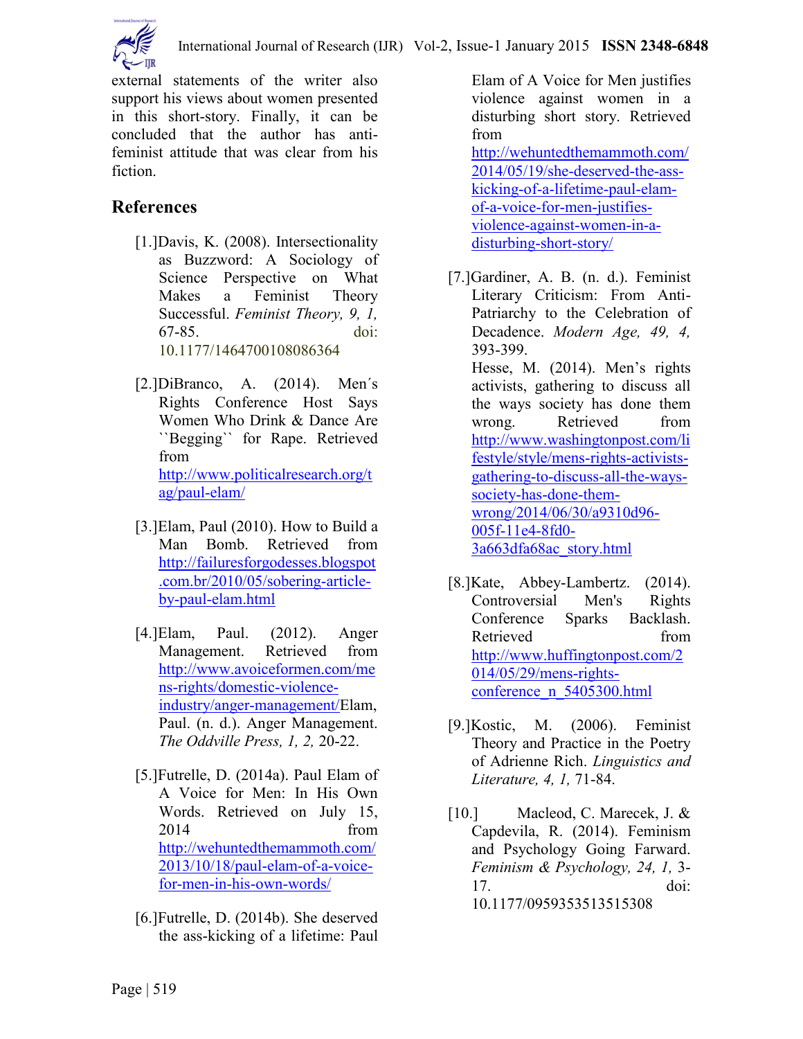external statements of the writer also support his views about women presented in this short-story. Finally, it can be concluded that the author has anti-feminist attitude that was clear from his fiction.

## References

[1.]Davis, K. (2008). Intersectionality as Buzzword: A Sociology of Science Perspective on What Makes a Feminist Theory Successful. *Feminist Theory, 9, 1,* 67-85. doi: 10.1177/1464700108086364

[2.]DiBranco, A. (2014). Men´s Rights Conference Host Says Women Who Drink & Dance Are ``Begging`` for Rape. Retrieved from http://www.politicalresearch.org/tag/paul-elam/

[3.]Elam, Paul (2010). How to Build a Man Bomb. Retrieved from http://failuresforgodesses.blogspot.com.br/2010/05/sobering-article-by-paul-elam.html

[4.]Elam, Paul. (2012). Anger Management. Retrieved from http://www.avoiceformen.com/mens-rights/domestic-violence-industry/anger-management/Elam, Paul. (n. d.). Anger Management. *The Oddville Press, 1, 2,* 20-22.

[5.]Futrelle, D. (2014a). Paul Elam of A Voice for Men: In His Own Words. Retrieved on July 15, 2014 from http://wehuntedthemammoth.com/2013/10/18/paul-elam-of-a-voice-for-men-in-his-own-words/

[6.]Futrelle, D. (2014b). She deserved the ass-kicking of a lifetime: Paul Elam of A Voice for Men justifies violence against women in a disturbing short story. Retrieved from http://wehuntedthemammoth.com/2014/05/19/she-deserved-the-ass-kicking-of-a-lifetime-paul-elam-of-a-voice-for-men-justifies-violence-against-women-in-a-disturbing-short-story/

[7.]Gardiner, A. B. (n. d.). Feminist Literary Criticism: From Anti-Patriarchy to the Celebration of Decadence. *Modern Age, 49, 4,* 393-399.
Hesse, M. (2014). Men's rights activists, gathering to discuss all the ways society has done them wrong. Retrieved from http://www.washingtonpost.com/lifestyle/style/mens-rights-activists-gathering-to-discuss-all-the-ways-society-has-done-them-wrong/2014/06/30/a9310d96-005f-11e4-8fd0-3a663dfa68ac_story.html

[8.]Kate, Abbey-Lambertz. (2014). Controversial Men's Rights Conference Sparks Backlash. Retrieved from http://www.huffingtonpost.com/2014/05/29/mens-rights-conference_n_5405300.html

[9.]Kostic, M. (2006). Feminist Theory and Practice in the Poetry of Adrienne Rich. *Linguistics and Literature, 4, 1,* 71-84.

[10.] Macleod, C. Marecek, J. & Capdevila, R. (2014). Feminism and Psychology Going Farward. *Feminism & Psychology, 24, 1,* 3-17. doi: 10.1177/0959353513515308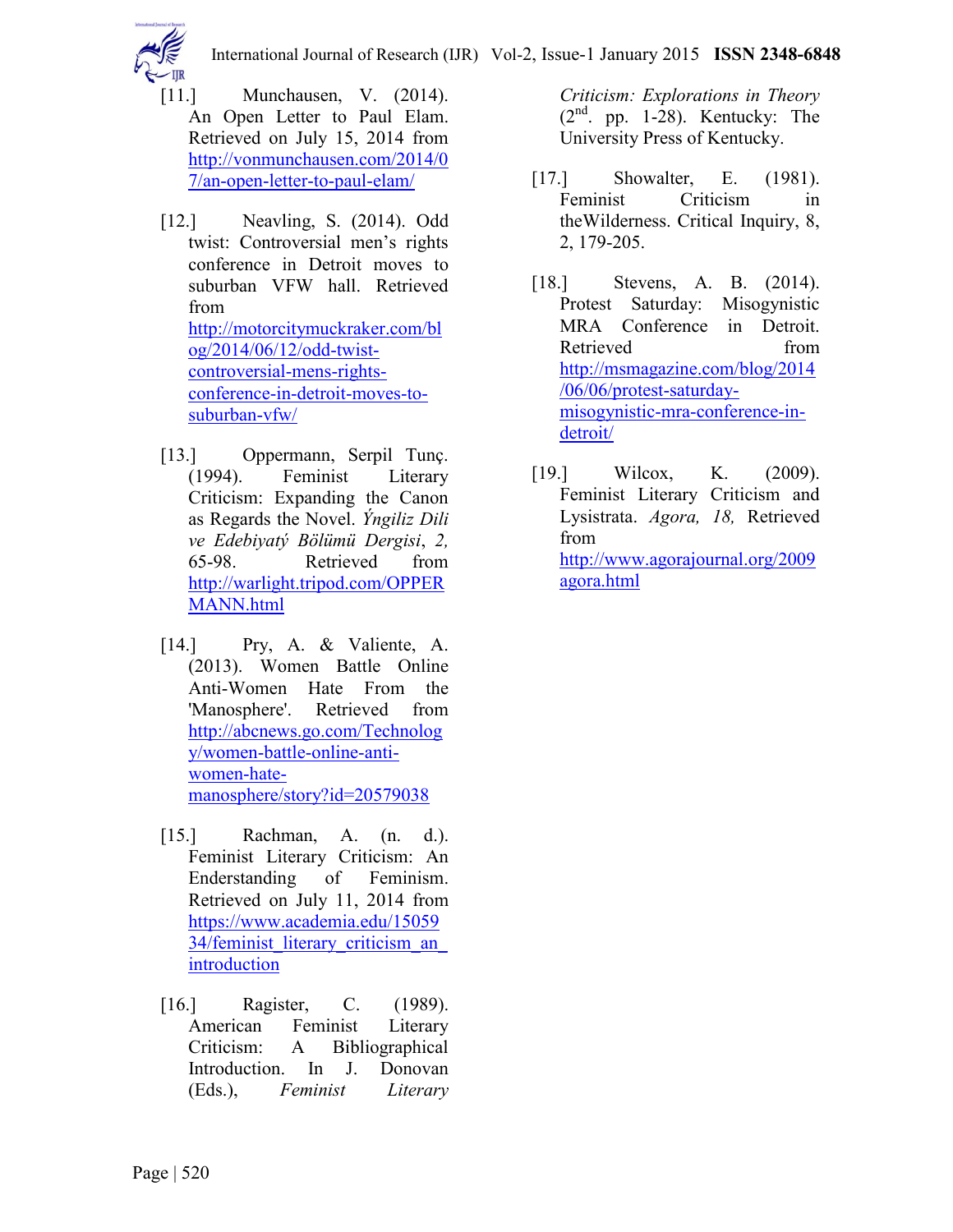[11.] Munchausen, V. (2014). An Open Letter to Paul Elam. Retrieved on July 15, 2014 from http://vonmunchausen.com/2014/07/an-open-letter-to-paul-elam/

[12.] Neavling, S. (2014). Odd twist: Controversial men's rights conference in Detroit moves to suburban VFW hall. Retrieved from http://motorcitymuckraker.com/blog/2014/06/12/odd-twist-controversial-mens-rights-conference-in-detroit-moves-to-suburban-vfw/

[13.] Oppermann, Serpil Tunç. (1994). Feminist Literary Criticism: Expanding the Canon as Regards the Novel. *Ýngiliz Dili ve Edebiyatý Bölümü Dergisi*, *2,* 65-98. Retrieved from http://warlight.tripod.com/OPPERMANN.html

[14.] Pry, A. & Valiente, A. (2013). Women Battle Online Anti-Women Hate From the 'Manosphere'. Retrieved from http://abcnews.go.com/Technology/women-battle-online-anti-women-hate-manosphere/story?id=20579038

[15.] Rachman, A. (n. d.). Feminist Literary Criticism: An Enderstanding of Feminism. Retrieved on July 11, 2014 from https://www.academia.edu/1505934/feminist_literary_criticism_an_introduction

[16.] Ragister, C. (1989). American Feminist Literary Criticism: A Bibliographical Introduction. In J. Donovan (Eds.), *Feminist Literary Criticism: Explorations in Theory* (2nd. pp. 1-28). Kentucky: The University Press of Kentucky.

[17.] Showalter, E. (1981). Feminist Criticism in theWilderness. Critical Inquiry, 8, 2, 179-205.

[18.] Stevens, A. B. (2014). Protest Saturday: Misogynistic MRA Conference in Detroit. Retrieved from http://msmagazine.com/blog/2014/06/06/protest-saturday-misogynistic-mra-conference-in-detroit/

[19.] Wilcox, K. (2009). Feminist Literary Criticism and Lysistrata. *Agora, 18,* Retrieved from http://www.agorajournal.org/2009agora.html